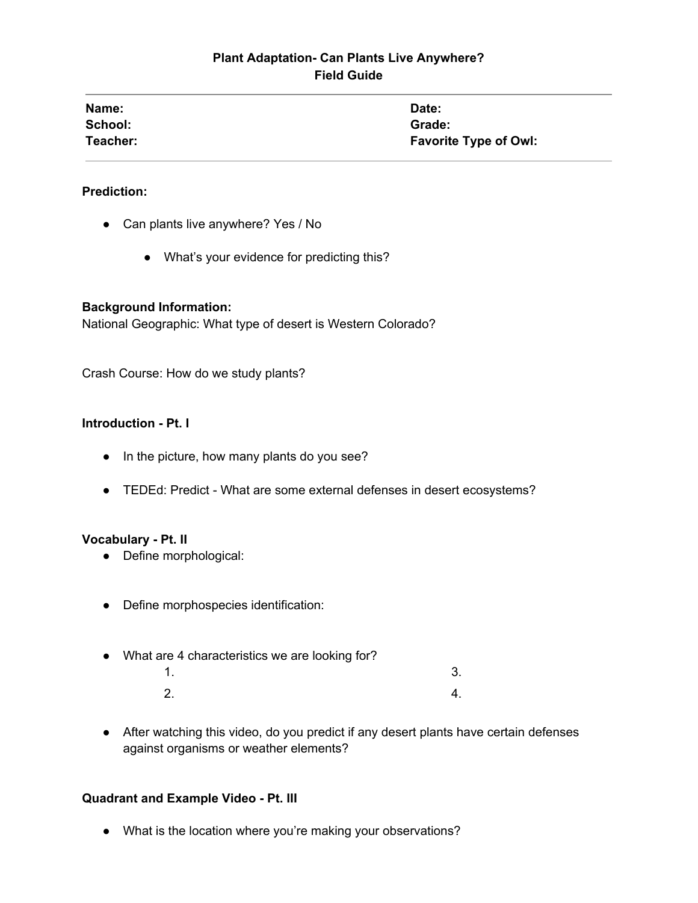# Plant Adaptation- Can Plants Live Anywhere?
## Field Guide

---

**Name:** **Date:**
**School:** **Grade:**
**Teacher:** **Favorite Type of Owl:**

---

**Prediction:**

- Can plants live anywhere? Yes / No
    - What's your evidence for predicting this?

**Background Information:**
National Geographic: What type of desert is Western Colorado?

Crash Course: How do we study plants?

**Introduction - Pt. I**

- In the picture, how many plants do you see?
- TEDEd: Predict - What are some external defenses in desert ecosystems?

**Vocabulary - Pt. II**

- Define morphological:
- Define morphospecies identification:
- What are 4 characteristics we are looking for?
    1.
    2.
    3.
    4.
- After watching this video, do you predict if any desert plants have certain defenses against organisms or weather elements?

**Quadrant and Example Video - Pt. III**

- What is the location where you're making your observations?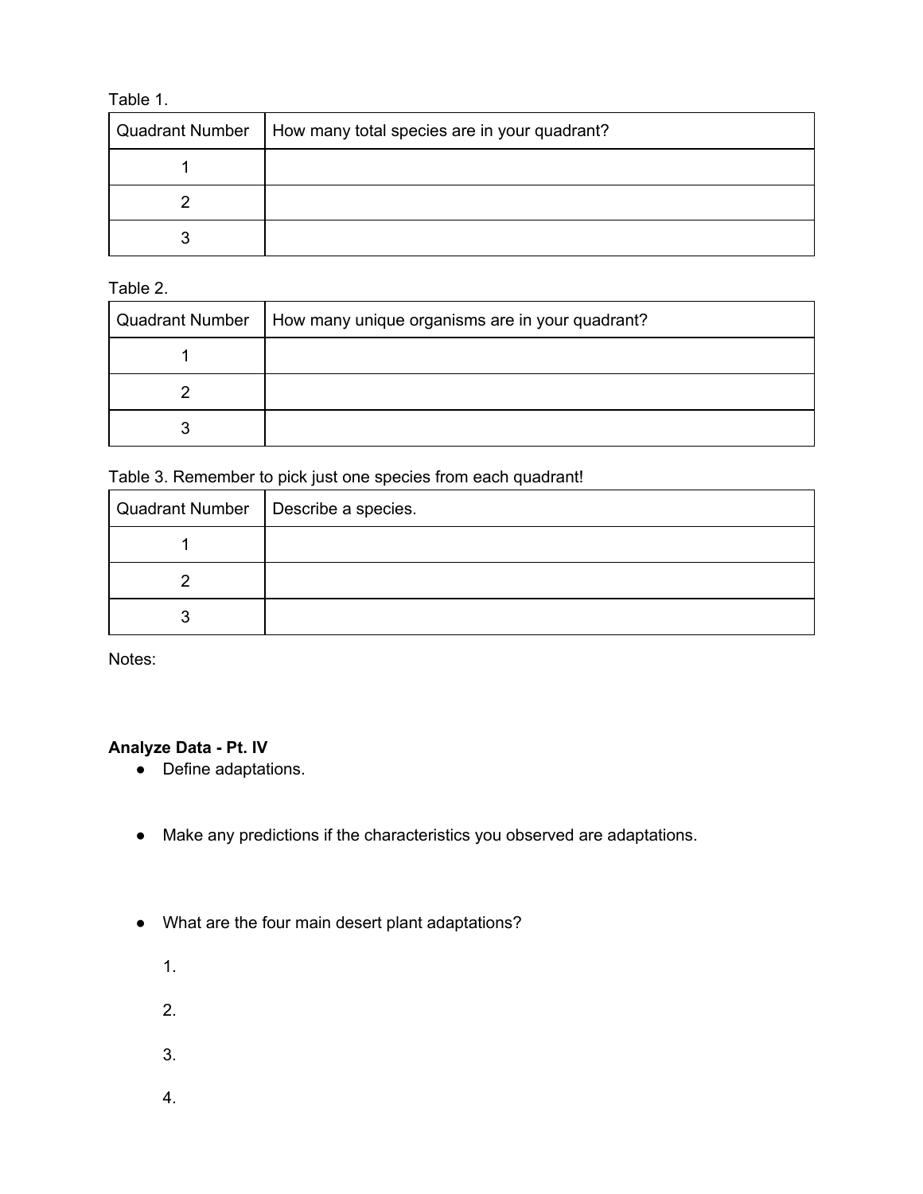Table 1.

| Quadrant Number | How many total species are in your quadrant? |
| --- | --- |
| 1 | |
| 2 | |
| 3 | |

Table 2.

| Quadrant Number | How many unique organisms are in your quadrant? |
| --- | --- |
| 1 | |
| 2 | |
| 3 | |

Table 3. Remember to pick just one species from each quadrant!

| Quadrant Number | Describe a species. |
| --- | --- |
| 1 | |
| 2 | |
| 3 | |

Notes:

**Analyze Data - Pt. IV**

- Define adaptations.

- Make any predictions if the characteristics you observed are adaptations.

- What are the four main desert plant adaptations?

    1.

    2.

    3.

    4.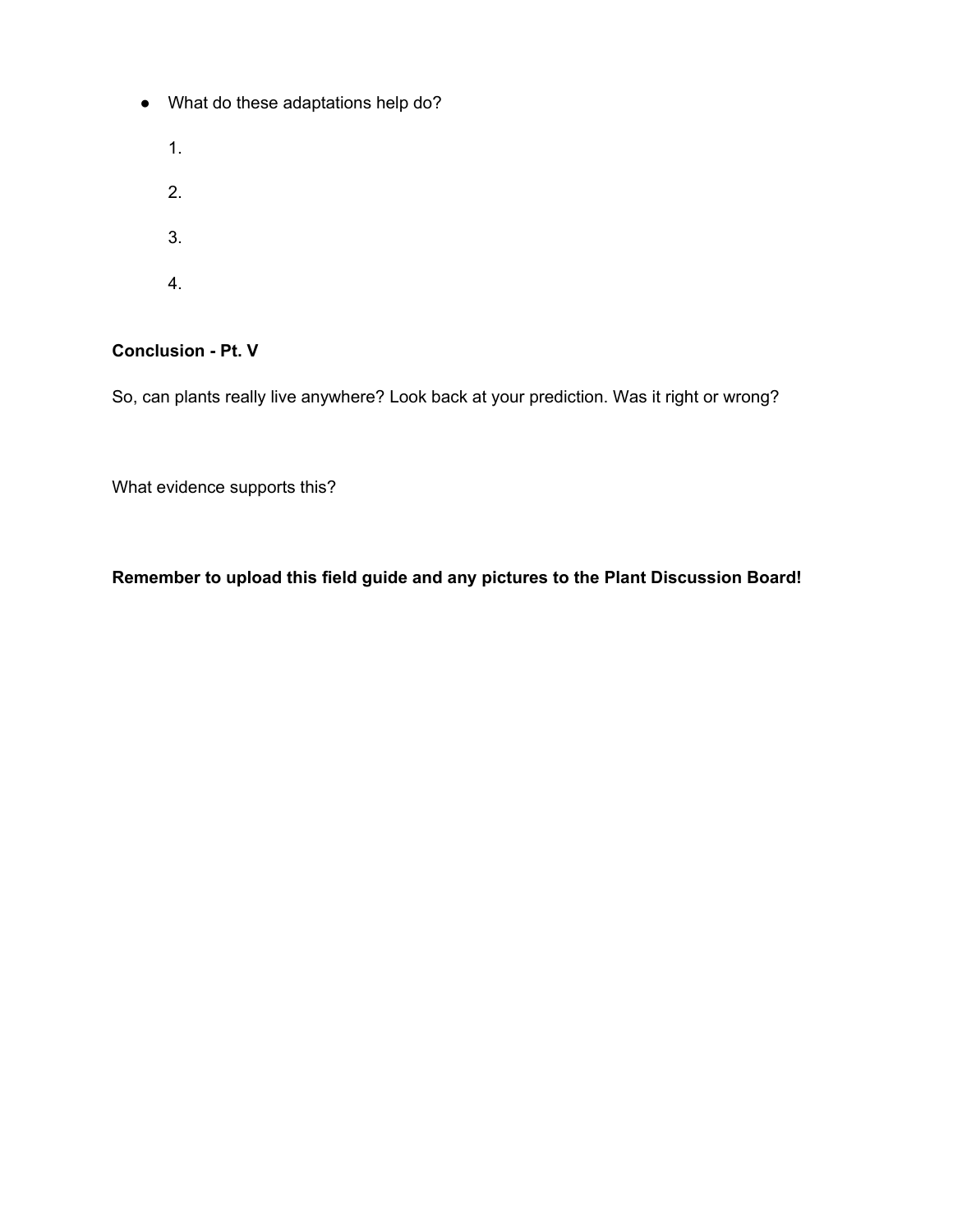- What do these adaptations help do?

    1.

    2.

    3.

    4.

**Conclusion - Pt. V**

So, can plants really live anywhere? Look back at your prediction. Was it right or wrong?

What evidence supports this?

**Remember to upload this field guide and any pictures to the Plant Discussion Board!**